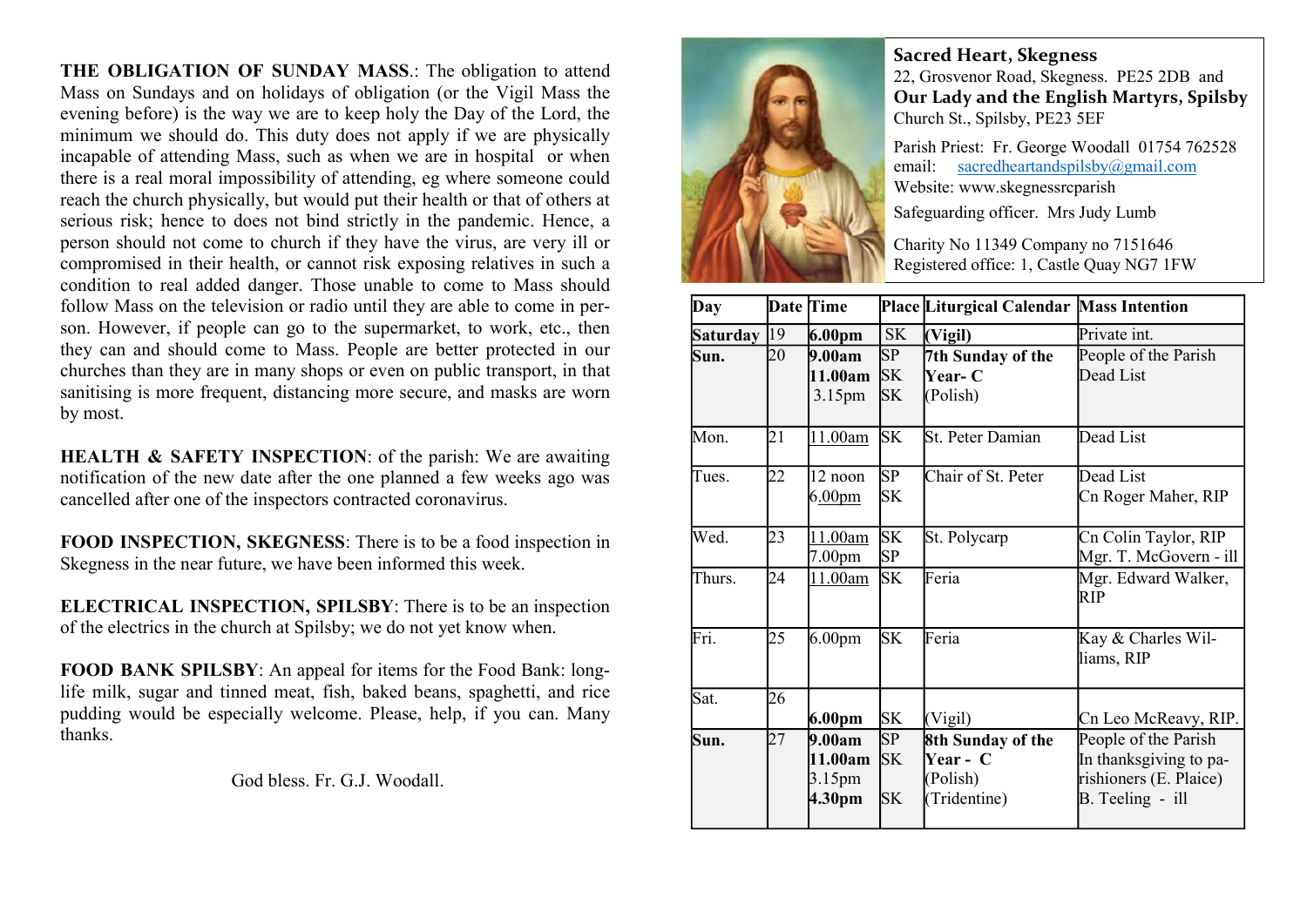**THE OBLIGATION OF SUNDAY MASS**.: The obligation to attend Mass on Sundays and on holidays of obligation (or the Vigil Mass the evening before) is the way we are to keep holy the Day of the Lord, the minimum we should do. This duty does not apply if we are physically incapable of attending Mass, such as when we are in hospital or when there is a real moral impossibility of attending, eg where someone could reach the church physically, but would put their health or that of others at serious risk; hence to does not bind strictly in the pandemic. Hence, a person should not come to church if they have the virus, are very ill or compromised in their health, or cannot risk exposing relatives in such a condition to real added danger. Those unable to come to Mass should follow Mass on the television or radio until they are able to come in person. However, if people can go to the supermarket, to work, etc., then they can and should come to Mass. People are better protected in our churches than they are in many shops or even on public transport, in that sanitising is more frequent, distancing more secure, and masks are worn by most.

**HEALTH & SAFETY INSPECTION**: of the parish: We are awaiting notification of the new date after the one planned a few weeks ago was cancelled after one of the inspectors contracted coronavirus.

**FOOD INSPECTION, SKEGNESS**: There is to be a food inspection in Skegness in the near future, we have been informed this week.

**ELECTRICAL INSPECTION, SPILSBY**: There is to be an inspection of the electrics in the church at Spilsby; we do not yet know when.

**FOOD BANK SPILSBY**: An appeal for items for the Food Bank: long-life milk, sugar and tinned meat, fish, baked beans, spaghetti, and rice pudding would be especially welcome. Please, help, if you can. Many thanks.

God bless. Fr. G.J. Woodall.

## Sacred Heart, Skegness

22, Grosvenor Road, Skegness. PE25 2DB and

## Our Lady and the English Martyrs, Spilsby

Church St., Spilsby, PE23 5EF

Parish Priest: Fr. George Woodall 01754 762528
email: sacredheartandspilsby@gmail.com
Website: www.skegnessrcparish

Safeguarding officer. Mrs Judy Lumb

Charity No 11349 Company no 7151646
Registered office: 1, Castle Quay NG7 1FW

| Day | Date | Time | Place | Liturgical Calendar | Mass Intention |
|---|---|---|---|---|---|
| **Saturday** | 19 | **6.00pm** | SK | **(Vigil)** | Private int. |
| **Sun.** | 20 | **9.00am**<br>**11.00am**<br>3.15pm | SP<br>SK<br>SK | **7th Sunday of the Year- C**<br>(Polish) | People of the Parish<br>Dead List |
| Mon. | 21 | 11.00am | SK | St. Peter Damian | Dead List |
| Tues. | 22 | 12 noon<br>6.00pm | SP<br>SK | Chair of St. Peter | Dead List<br>Cn Roger Maher, RIP |
| Wed. | 23 | 11.00am<br>7.00pm | SK<br>SP | St. Polycarp | Cn Colin Taylor, RIP<br>Mgr. T. McGovern - ill |
| Thurs. | 24 | 11.00am | SK | Feria | Mgr. Edward Walker, RIP |
| Fri. | 25 | 6.00pm | SK | Feria | Kay & Charles Williams, RIP |
| Sat. | 26 | **6.00pm** | SK | (Vigil) | Cn Leo McReavy, RIP. |
| **Sun.** | 27 | **9.00am**<br>**11.00am**<br>3.15pm<br>**4.30pm** | SP<br>SK<br><br>SK | **8th Sunday of the Year - C**<br>(Polish)<br>(Tridentine) | People of the Parish<br>In thanksgiving to parishioners (E. Plaice)<br>B. Teeling - ill |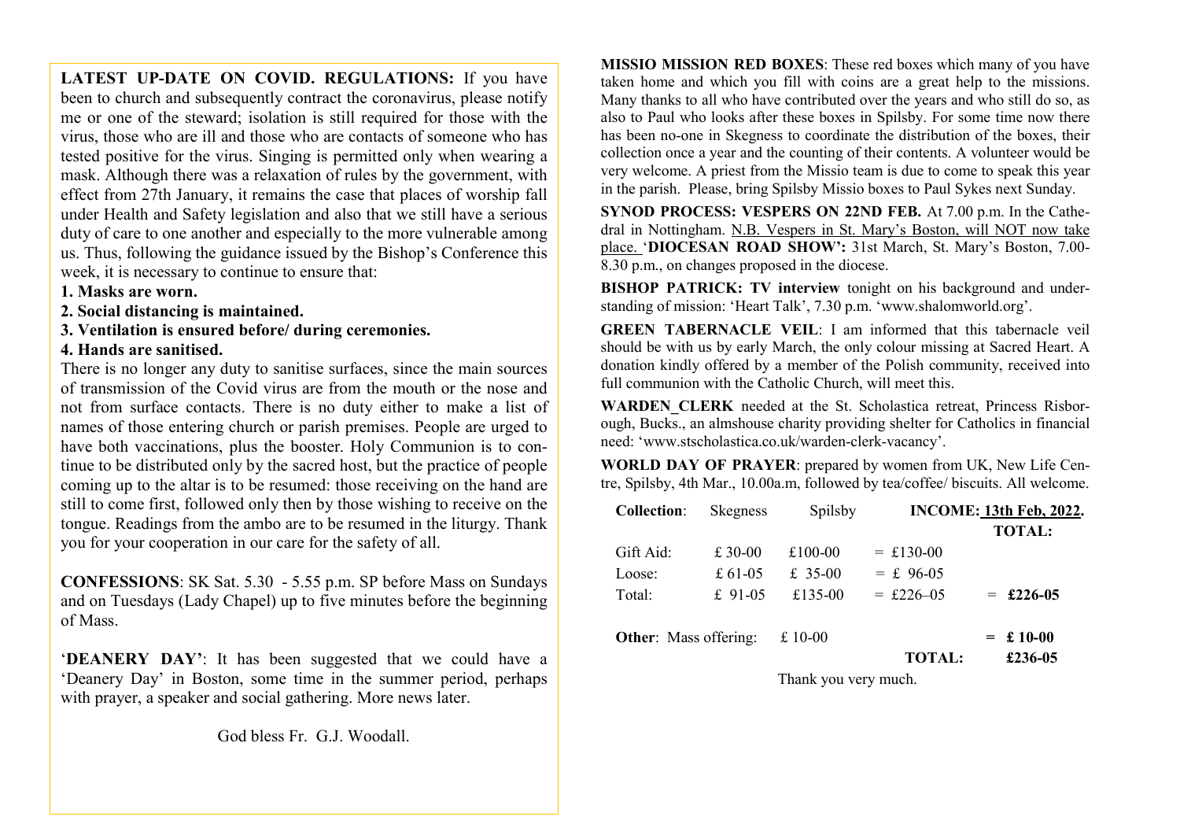**LATEST UP-DATE ON COVID. REGULATIONS:** If you have been to church and subsequently contract the coronavirus, please notify me or one of the steward; isolation is still required for those with the virus, those who are ill and those who are contacts of someone who has tested positive for the virus. Singing is permitted only when wearing a mask. Although there was a relaxation of rules by the government, with effect from 27th January, it remains the case that places of worship fall under Health and Safety legislation and also that we still have a serious duty of care to one another and especially to the more vulnerable among us. Thus, following the guidance issued by the Bishop's Conference this week, it is necessary to continue to ensure that:

**1. Masks are worn.**
**2. Social distancing is maintained.**
**3. Ventilation is ensured before/ during ceremonies.**
**4. Hands are sanitised.**

There is no longer any duty to sanitise surfaces, since the main sources of transmission of the Covid virus are from the mouth or the nose and not from surface contacts. There is no duty either to make a list of names of those entering church or parish premises. People are urged to have both vaccinations, plus the booster. Holy Communion is to continue to be distributed only by the sacred host, but the practice of people coming up to the altar is to be resumed: those receiving on the hand are still to come first, followed only then by those wishing to receive on the tongue. Readings from the ambo are to be resumed in the liturgy. Thank you for your cooperation in our care for the safety of all.

**CONFESSIONS**: SK Sat. 5.30 - 5.55 p.m. SP before Mass on Sundays and on Tuesdays (Lady Chapel) up to five minutes before the beginning of Mass.

'**DEANERY DAY'**: It has been suggested that we could have a 'Deanery Day' in Boston, some time in the summer period, perhaps with prayer, a speaker and social gathering. More news later.

God bless Fr. G.J. Woodall.

**MISSIO MISSION RED BOXES**: These red boxes which many of you have taken home and which you fill with coins are a great help to the missions. Many thanks to all who have contributed over the years and who still do so, as also to Paul who looks after these boxes in Spilsby. For some time now there has been no-one in Skegness to coordinate the distribution of the boxes, their collection once a year and the counting of their contents. A volunteer would be very welcome. A priest from the Missio team is due to come to speak this year in the parish. Please, bring Spilsby Missio boxes to Paul Sykes next Sunday.

**SYNOD PROCESS: VESPERS ON 22ND FEB.** At 7.00 p.m. In the Cathedral in Nottingham. N.B. Vespers in St. Mary's Boston, will NOT now take place. '**DIOCESAN ROAD SHOW':** 31st March, St. Mary's Boston, 7.00-8.30 p.m., on changes proposed in the diocese.

**BISHOP PATRICK: TV interview** tonight on his background and understanding of mission: 'Heart Talk', 7.30 p.m. 'www.shalomworld.org'.

**GREEN TABERNACLE VEIL**: I am informed that this tabernacle veil should be with us by early March, the only colour missing at Sacred Heart. A donation kindly offered by a member of the Polish community, received into full communion with the Catholic Church, will meet this.

**WARDEN_CLERK** needed at the St. Scholastica retreat, Princess Risborough, Bucks., an almshouse charity providing shelter for Catholics in financial need: 'www.stscholastica.co.uk/warden-clerk-vacancy'.

**WORLD DAY OF PRAYER**: prepared by women from UK, New Life Centre, Spilsby, 4th Mar., 10.00a.m, followed by tea/coffee/ biscuits. All welcome.

| **Collection**: | Skegness | Spilsby | | **INCOME: 13th Feb, 2022.** **TOTAL:** |
|---|---|---|---|---|
| Gift Aid: | £ 30-00 | £100-00 | = £130-00 | |
| Loose: | £ 61-05 | £ 35-00 | = £ 96-05 | |
| Total: | £ 91-05 | £135-00 | = £226–05 | = **£226-05** |
| **Other**: Mass offering: | | £ 10-00 | | = **£ 10-00** |
| | | | **TOTAL:** | **£236-05** |

Thank you very much.